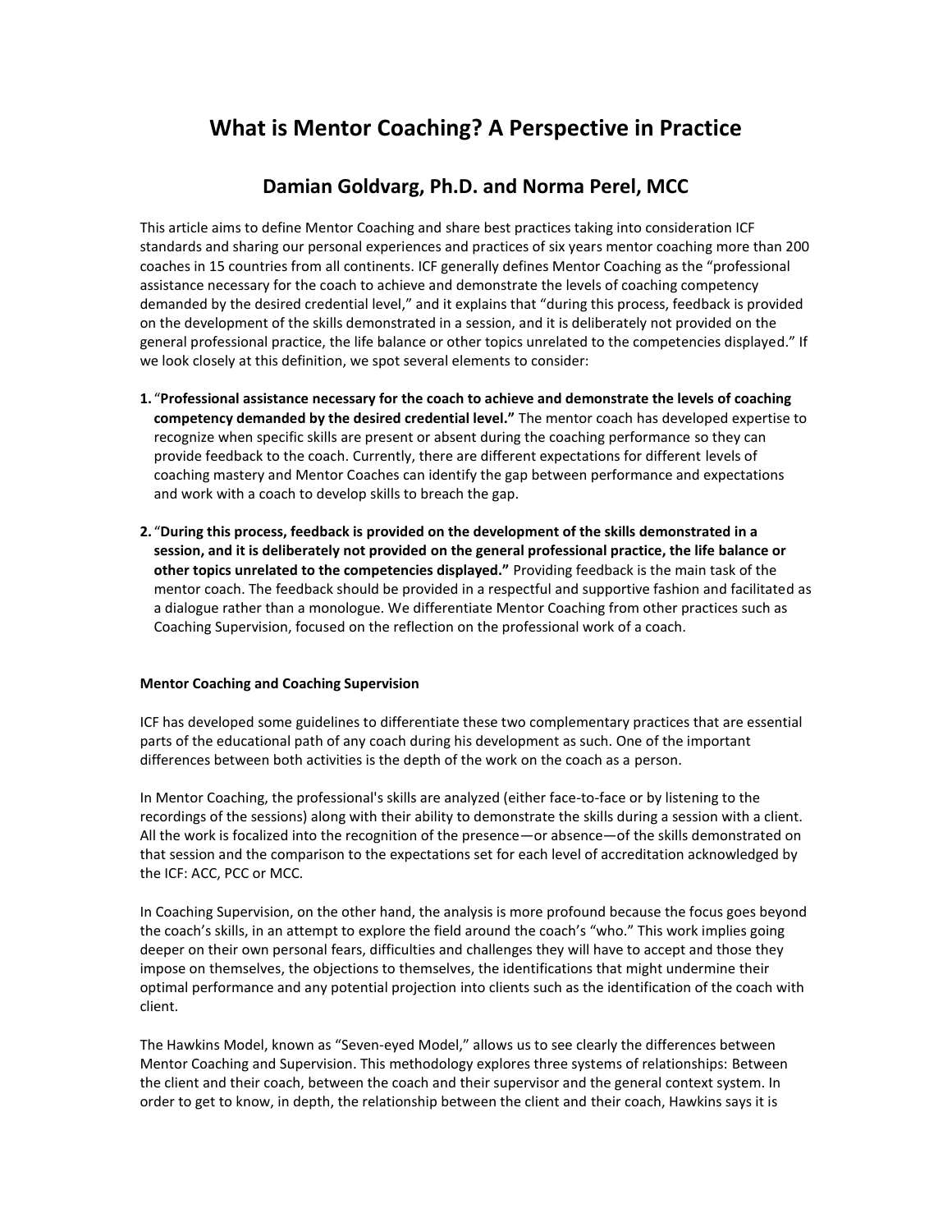# What is Mentor Coaching? A Perspective in Practice

## Damian Goldvarg, Ph.D. and Norma Perel, MCC

This article aims to define Mentor Coaching and share best practices taking into consideration ICF standards and sharing our personal experiences and practices of six years mentor coaching more than 200 coaches in 15 countries from all continents. ICF generally defines Mentor Coaching as the "professional assistance necessary for the coach to achieve and demonstrate the levels of coaching competency demanded by the desired credential level," and it explains that "during this process, feedback is provided on the development of the skills demonstrated in a session, and it is deliberately not provided on the general professional practice, the life balance or other topics unrelated to the competencies displayed." If we look closely at this definition, we spot several elements to consider:

1. "**Professional assistance necessary for the coach to achieve and demonstrate the levels of coaching competency demanded by the desired credential level."** The mentor coach has developed expertise to recognize when specific skills are present or absent during the coaching performance so they can provide feedback to the coach. Currently, there are different expectations for different levels of coaching mastery and Mentor Coaches can identify the gap between performance and expectations and work with a coach to develop skills to breach the gap.

2. "**During this process, feedback is provided on the development of the skills demonstrated in a session, and it is deliberately not provided on the general professional practice, the life balance or other topics unrelated to the competencies displayed."** Providing feedback is the main task of the mentor coach. The feedback should be provided in a respectful and supportive fashion and facilitated as a dialogue rather than a monologue. We differentiate Mentor Coaching from other practices such as Coaching Supervision, focused on the reflection on the professional work of a coach.

**Mentor Coaching and Coaching Supervision**

ICF has developed some guidelines to differentiate these two complementary practices that are essential parts of the educational path of any coach during his development as such. One of the important differences between both activities is the depth of the work on the coach as a person.

In Mentor Coaching, the professional's skills are analyzed (either face-to-face or by listening to the recordings of the sessions) along with their ability to demonstrate the skills during a session with a client. All the work is focalized into the recognition of the presence—or absence—of the skills demonstrated on that session and the comparison to the expectations set for each level of accreditation acknowledged by the ICF: ACC, PCC or MCC.

In Coaching Supervision, on the other hand, the analysis is more profound because the focus goes beyond the coach's skills, in an attempt to explore the field around the coach's "who." This work implies going deeper on their own personal fears, difficulties and challenges they will have to accept and those they impose on themselves, the objections to themselves, the identifications that might undermine their optimal performance and any potential projection into clients such as the identification of the coach with client.

The Hawkins Model, known as "Seven-eyed Model," allows us to see clearly the differences between Mentor Coaching and Supervision. This methodology explores three systems of relationships: Between the client and their coach, between the coach and their supervisor and the general context system. In order to get to know, in depth, the relationship between the client and their coach, Hawkins says it is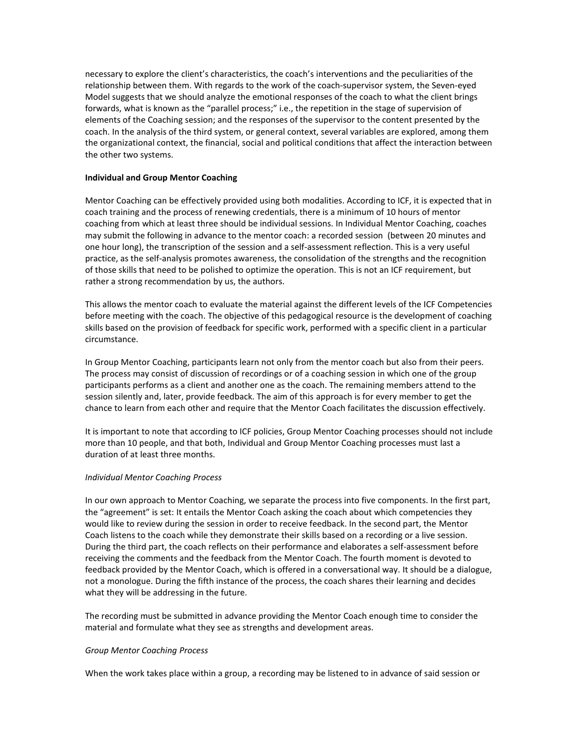necessary to explore the client's characteristics, the coach's interventions and the peculiarities of the relationship between them. With regards to the work of the coach-supervisor system, the Seven-eyed Model suggests that we should analyze the emotional responses of the coach to what the client brings forwards, what is known as the "parallel process;" i.e., the repetition in the stage of supervision of elements of the Coaching session; and the responses of the supervisor to the content presented by the coach. In the analysis of the third system, or general context, several variables are explored, among them the organizational context, the financial, social and political conditions that affect the interaction between the other two systems.

**Individual and Group Mentor Coaching**

Mentor Coaching can be effectively provided using both modalities. According to ICF, it is expected that in coach training and the process of renewing credentials, there is a minimum of 10 hours of mentor coaching from which at least three should be individual sessions. In Individual Mentor Coaching, coaches may submit the following in advance to the mentor coach: a recorded session (between 20 minutes and one hour long), the transcription of the session and a self-assessment reflection. This is a very useful practice, as the self-analysis promotes awareness, the consolidation of the strengths and the recognition of those skills that need to be polished to optimize the operation. This is not an ICF requirement, but rather a strong recommendation by us, the authors.

This allows the mentor coach to evaluate the material against the different levels of the ICF Competencies before meeting with the coach. The objective of this pedagogical resource is the development of coaching skills based on the provision of feedback for specific work, performed with a specific client in a particular circumstance.

In Group Mentor Coaching, participants learn not only from the mentor coach but also from their peers. The process may consist of discussion of recordings or of a coaching session in which one of the group participants performs as a client and another one as the coach. The remaining members attend to the session silently and, later, provide feedback. The aim of this approach is for every member to get the chance to learn from each other and require that the Mentor Coach facilitates the discussion effectively.

It is important to note that according to ICF policies, Group Mentor Coaching processes should not include more than 10 people, and that both, Individual and Group Mentor Coaching processes must last a duration of at least three months.

*Individual Mentor Coaching Process*

In our own approach to Mentor Coaching, we separate the process into five components. In the first part, the "agreement" is set: It entails the Mentor Coach asking the coach about which competencies they would like to review during the session in order to receive feedback. In the second part, the Mentor Coach listens to the coach while they demonstrate their skills based on a recording or a live session. During the third part, the coach reflects on their performance and elaborates a self-assessment before receiving the comments and the feedback from the Mentor Coach. The fourth moment is devoted to feedback provided by the Mentor Coach, which is offered in a conversational way. It should be a dialogue, not a monologue. During the fifth instance of the process, the coach shares their learning and decides what they will be addressing in the future.

The recording must be submitted in advance providing the Mentor Coach enough time to consider the material and formulate what they see as strengths and development areas.

*Group Mentor Coaching Process*

When the work takes place within a group, a recording may be listened to in advance of said session or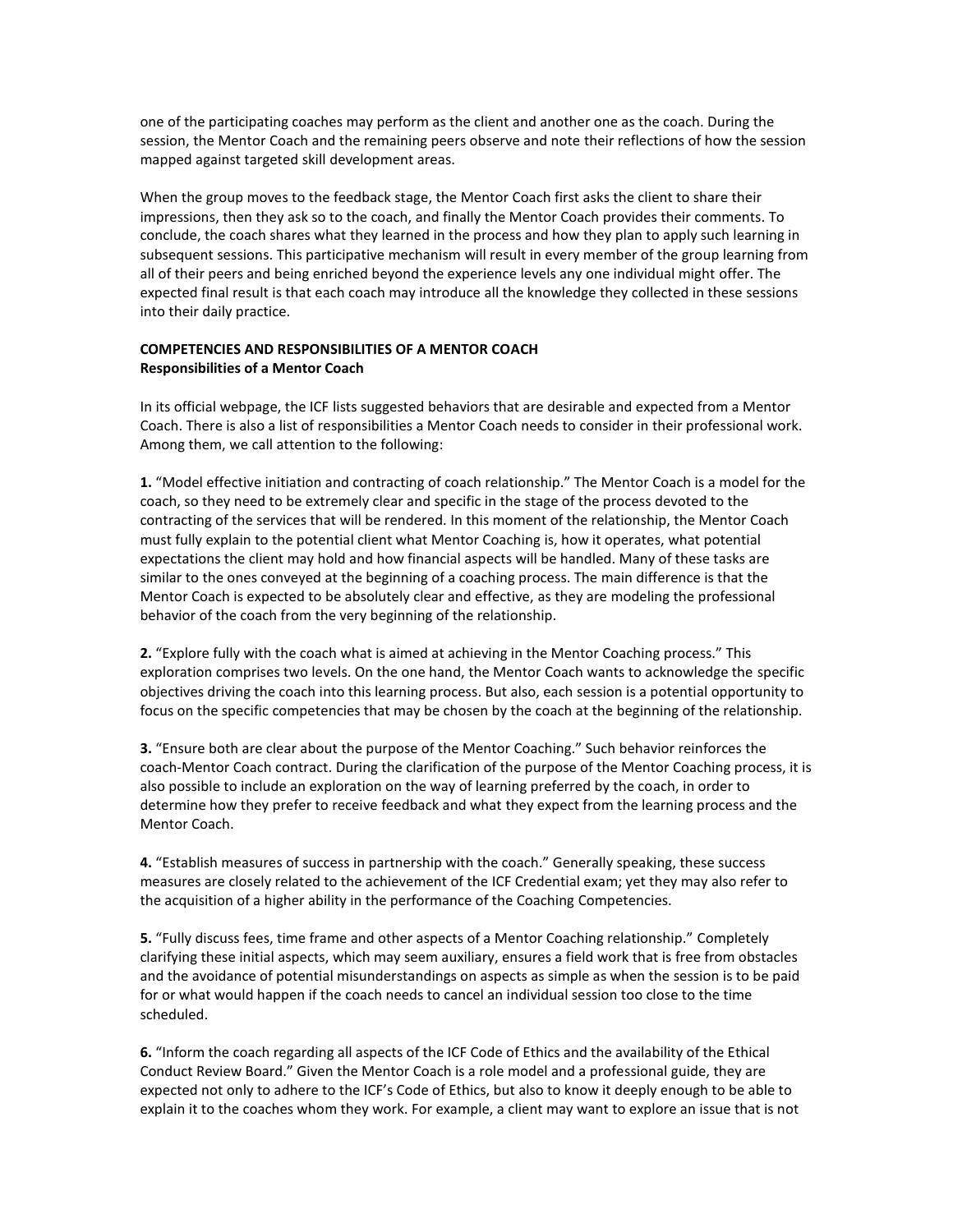one of the participating coaches may perform as the client and another one as the coach. During the session, the Mentor Coach and the remaining peers observe and note their reflections of how the session mapped against targeted skill development areas.

When the group moves to the feedback stage, the Mentor Coach first asks the client to share their impressions, then they ask so to the coach, and finally the Mentor Coach provides their comments. To conclude, the coach shares what they learned in the process and how they plan to apply such learning in subsequent sessions. This participative mechanism will result in every member of the group learning from all of their peers and being enriched beyond the experience levels any one individual might offer. The expected final result is that each coach may introduce all the knowledge they collected in these sessions into their daily practice.

## COMPETENCIES AND RESPONSIBILITIES OF A MENTOR COACH

### Responsibilities of a Mentor Coach

In its official webpage, the ICF lists suggested behaviors that are desirable and expected from a Mentor Coach. There is also a list of responsibilities a Mentor Coach needs to consider in their professional work. Among them, we call attention to the following:

**1.** "Model effective initiation and contracting of coach relationship." The Mentor Coach is a model for the coach, so they need to be extremely clear and specific in the stage of the process devoted to the contracting of the services that will be rendered. In this moment of the relationship, the Mentor Coach must fully explain to the potential client what Mentor Coaching is, how it operates, what potential expectations the client may hold and how financial aspects will be handled. Many of these tasks are similar to the ones conveyed at the beginning of a coaching process. The main difference is that the Mentor Coach is expected to be absolutely clear and effective, as they are modeling the professional behavior of the coach from the very beginning of the relationship.

**2.** "Explore fully with the coach what is aimed at achieving in the Mentor Coaching process." This exploration comprises two levels. On the one hand, the Mentor Coach wants to acknowledge the specific objectives driving the coach into this learning process. But also, each session is a potential opportunity to focus on the specific competencies that may be chosen by the coach at the beginning of the relationship.

**3.** "Ensure both are clear about the purpose of the Mentor Coaching." Such behavior reinforces the coach-Mentor Coach contract. During the clarification of the purpose of the Mentor Coaching process, it is also possible to include an exploration on the way of learning preferred by the coach, in order to determine how they prefer to receive feedback and what they expect from the learning process and the Mentor Coach.

**4.** "Establish measures of success in partnership with the coach." Generally speaking, these success measures are closely related to the achievement of the ICF Credential exam; yet they may also refer to the acquisition of a higher ability in the performance of the Coaching Competencies.

**5.** "Fully discuss fees, time frame and other aspects of a Mentor Coaching relationship." Completely clarifying these initial aspects, which may seem auxiliary, ensures a field work that is free from obstacles and the avoidance of potential misunderstandings on aspects as simple as when the session is to be paid for or what would happen if the coach needs to cancel an individual session too close to the time scheduled.

**6.** "Inform the coach regarding all aspects of the ICF Code of Ethics and the availability of the Ethical Conduct Review Board." Given the Mentor Coach is a role model and a professional guide, they are expected not only to adhere to the ICF's Code of Ethics, but also to know it deeply enough to be able to explain it to the coaches whom they work. For example, a client may want to explore an issue that is not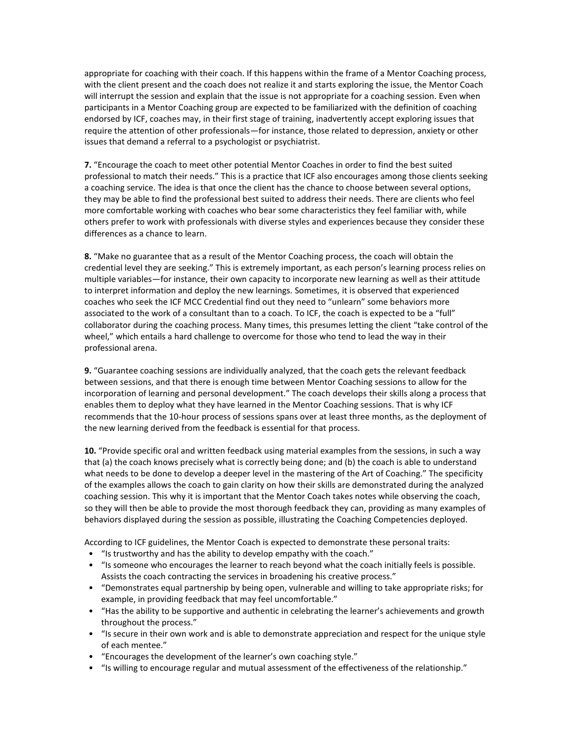appropriate for coaching with their coach. If this happens within the frame of a Mentor Coaching process, with the client present and the coach does not realize it and starts exploring the issue, the Mentor Coach will interrupt the session and explain that the issue is not appropriate for a coaching session. Even when participants in a Mentor Coaching group are expected to be familiarized with the definition of coaching endorsed by ICF, coaches may, in their first stage of training, inadvertently accept exploring issues that require the attention of other professionals—for instance, those related to depression, anxiety or other issues that demand a referral to a psychologist or psychiatrist.

**7.** "Encourage the coach to meet other potential Mentor Coaches in order to find the best suited professional to match their needs." This is a practice that ICF also encourages among those clients seeking a coaching service. The idea is that once the client has the chance to choose between several options, they may be able to find the professional best suited to address their needs. There are clients who feel more comfortable working with coaches who bear some characteristics they feel familiar with, while others prefer to work with professionals with diverse styles and experiences because they consider these differences as a chance to learn.

**8.** "Make no guarantee that as a result of the Mentor Coaching process, the coach will obtain the credential level they are seeking." This is extremely important, as each person's learning process relies on multiple variables—for instance, their own capacity to incorporate new learning as well as their attitude to interpret information and deploy the new learnings. Sometimes, it is observed that experienced coaches who seek the ICF MCC Credential find out they need to "unlearn" some behaviors more associated to the work of a consultant than to a coach. To ICF, the coach is expected to be a "full" collaborator during the coaching process. Many times, this presumes letting the client "take control of the wheel," which entails a hard challenge to overcome for those who tend to lead the way in their professional arena.

**9.** "Guarantee coaching sessions are individually analyzed, that the coach gets the relevant feedback between sessions, and that there is enough time between Mentor Coaching sessions to allow for the incorporation of learning and personal development." The coach develops their skills along a process that enables them to deploy what they have learned in the Mentor Coaching sessions. That is why ICF recommends that the 10-hour process of sessions spans over at least three months, as the deployment of the new learning derived from the feedback is essential for that process.

**10.** "Provide specific oral and written feedback using material examples from the sessions, in such a way that (a) the coach knows precisely what is correctly being done; and (b) the coach is able to understand what needs to be done to develop a deeper level in the mastering of the Art of Coaching." The specificity of the examples allows the coach to gain clarity on how their skills are demonstrated during the analyzed coaching session. This why it is important that the Mentor Coach takes notes while observing the coach, so they will then be able to provide the most thorough feedback they can, providing as many examples of behaviors displayed during the session as possible, illustrating the Coaching Competencies deployed.

According to ICF guidelines, the Mentor Coach is expected to demonstrate these personal traits:

- "Is trustworthy and has the ability to develop empathy with the coach."
- "Is someone who encourages the learner to reach beyond what the coach initially feels is possible. Assists the coach contracting the services in broadening his creative process."
- "Demonstrates equal partnership by being open, vulnerable and willing to take appropriate risks; for example, in providing feedback that may feel uncomfortable."
- "Has the ability to be supportive and authentic in celebrating the learner's achievements and growth throughout the process."
- "Is secure in their own work and is able to demonstrate appreciation and respect for the unique style of each mentee."
- "Encourages the development of the learner's own coaching style."
- "Is willing to encourage regular and mutual assessment of the effectiveness of the relationship."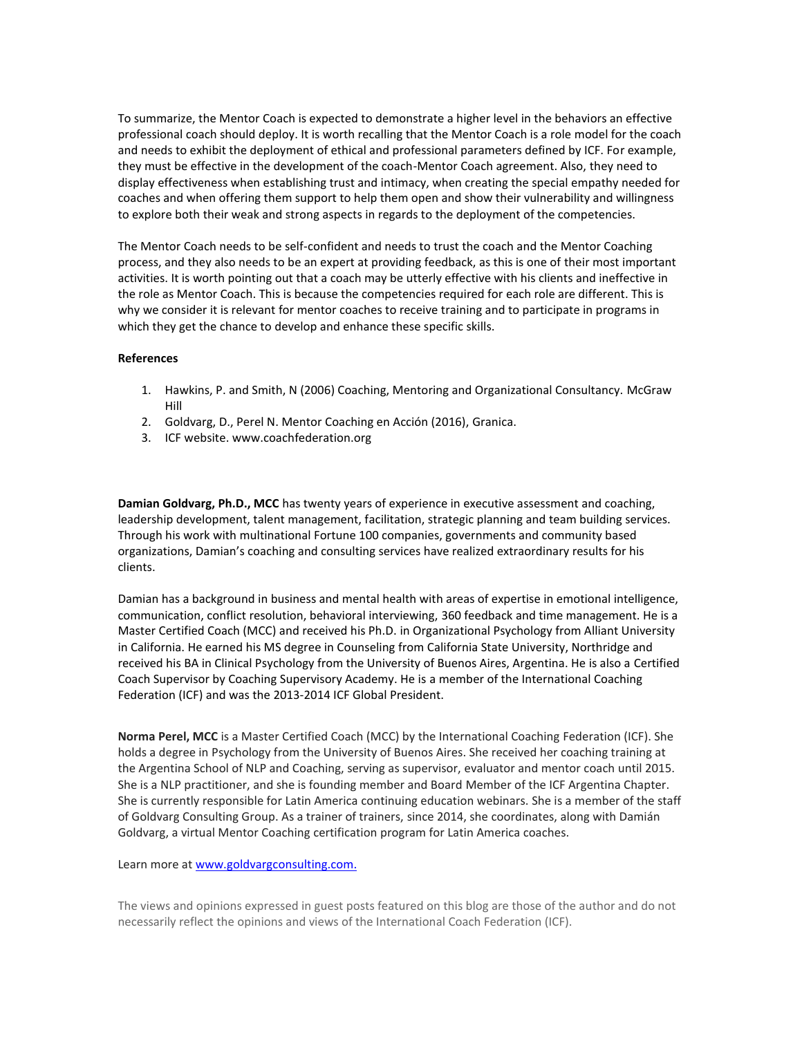To summarize, the Mentor Coach is expected to demonstrate a higher level in the behaviors an effective professional coach should deploy. It is worth recalling that the Mentor Coach is a role model for the coach and needs to exhibit the deployment of ethical and professional parameters defined by ICF. For example, they must be effective in the development of the coach-Mentor Coach agreement. Also, they need to display effectiveness when establishing trust and intimacy, when creating the special empathy needed for coaches and when offering them support to help them open and show their vulnerability and willingness to explore both their weak and strong aspects in regards to the deployment of the competencies.

The Mentor Coach needs to be self-confident and needs to trust the coach and the Mentor Coaching process, and they also needs to be an expert at providing feedback, as this is one of their most important activities. It is worth pointing out that a coach may be utterly effective with his clients and ineffective in the role as Mentor Coach. This is because the competencies required for each role are different. This is why we consider it is relevant for mentor coaches to receive training and to participate in programs in which they get the chance to develop and enhance these specific skills.

**References**

1. Hawkins, P. and Smith, N (2006) Coaching, Mentoring and Organizational Consultancy. McGraw Hill
2. Goldvarg, D., Perel N. Mentor Coaching en Acción (2016), Granica.
3. ICF website. www.coachfederation.org

**Damian Goldvarg, Ph.D., MCC** has twenty years of experience in executive assessment and coaching, leadership development, talent management, facilitation, strategic planning and team building services. Through his work with multinational Fortune 100 companies, governments and community based organizations, Damian's coaching and consulting services have realized extraordinary results for his clients.

Damian has a background in business and mental health with areas of expertise in emotional intelligence, communication, conflict resolution, behavioral interviewing, 360 feedback and time management. He is a Master Certified Coach (MCC) and received his Ph.D. in Organizational Psychology from Alliant University in California. He earned his MS degree in Counseling from California State University, Northridge and received his BA in Clinical Psychology from the University of Buenos Aires, Argentina. He is also a Certified Coach Supervisor by Coaching Supervisory Academy. He is a member of the International Coaching Federation (ICF) and was the 2013-2014 ICF Global President.

**Norma Perel, MCC** is a Master Certified Coach (MCC) by the International Coaching Federation (ICF). She holds a degree in Psychology from the University of Buenos Aires. She received her coaching training at the Argentina School of NLP and Coaching, serving as supervisor, evaluator and mentor coach until 2015. She is a NLP practitioner, and she is founding member and Board Member of the ICF Argentina Chapter. She is currently responsible for Latin America continuing education webinars. She is a member of the staff of Goldvarg Consulting Group. As a trainer of trainers, since 2014, she coordinates, along with Damián Goldvarg, a virtual Mentor Coaching certification program for Latin America coaches.

Learn more at [www.goldvargconsulting.com.](http://www.goldvargconsulting.com)

The views and opinions expressed in guest posts featured on this blog are those of the author and do not necessarily reflect the opinions and views of the International Coach Federation (ICF).